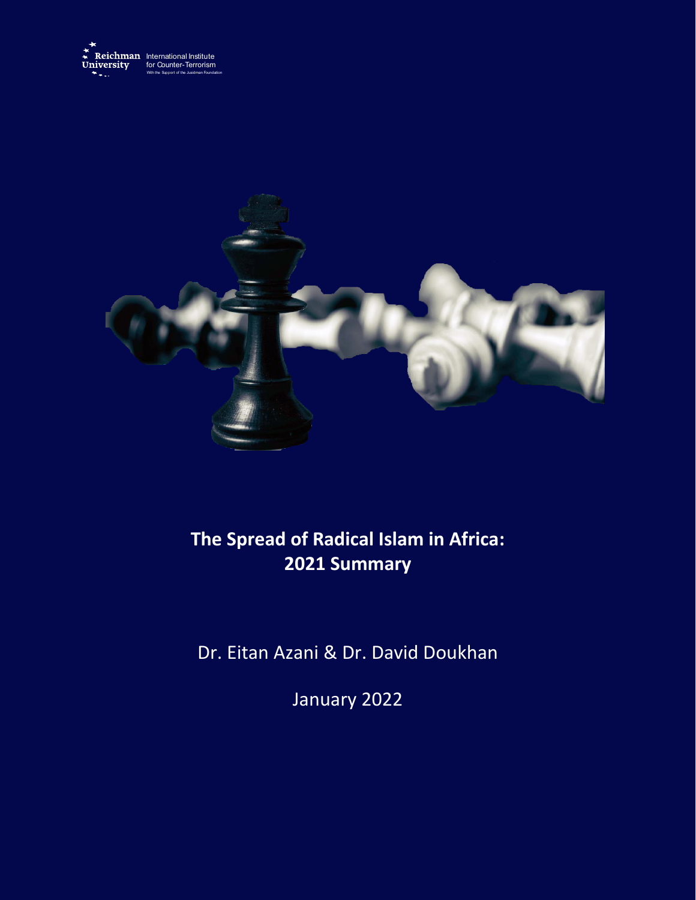Reichman University International Institute for Counter-Terrorism

With the Support of the Jusidman Foundation

# The Spread of Radical Islam in Africa: 2021 Summary

Dr. Eitan Azani & Dr. David Doukhan

January 2022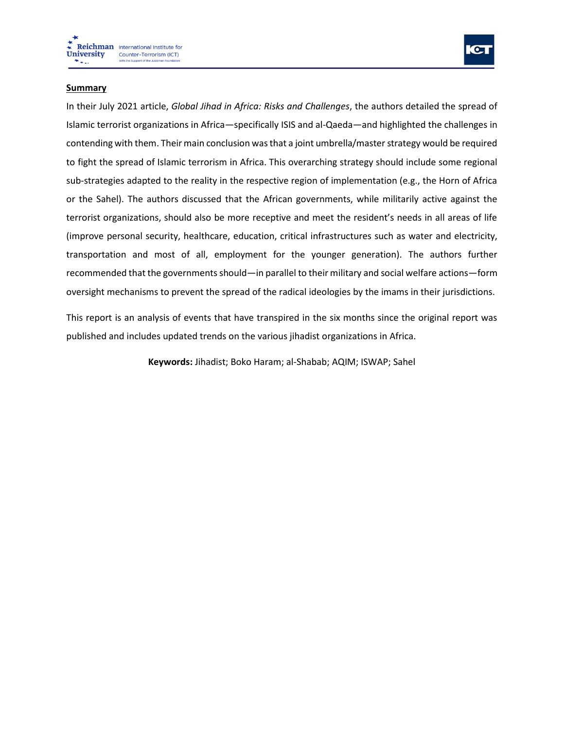**Summary**

In their July 2021 article, *Global Jihad in Africa: Risks and Challenges*, the authors detailed the spread of Islamic terrorist organizations in Africa—specifically ISIS and al-Qaeda—and highlighted the challenges in contending with them. Their main conclusion was that a joint umbrella/master strategy would be required to fight the spread of Islamic terrorism in Africa. This overarching strategy should include some regional sub-strategies adapted to the reality in the respective region of implementation (e.g., the Horn of Africa or the Sahel). The authors discussed that the African governments, while militarily active against the terrorist organizations, should also be more receptive and meet the resident's needs in all areas of life (improve personal security, healthcare, education, critical infrastructures such as water and electricity, transportation and most of all, employment for the younger generation). The authors further recommended that the governments should—in parallel to their military and social welfare actions—form oversight mechanisms to prevent the spread of the radical ideologies by the imams in their jurisdictions.

This report is an analysis of events that have transpired in the six months since the original report was published and includes updated trends on the various jihadist organizations in Africa.

**Keywords:** Jihadist; Boko Haram; al-Shabab; AQIM; ISWAP; Sahel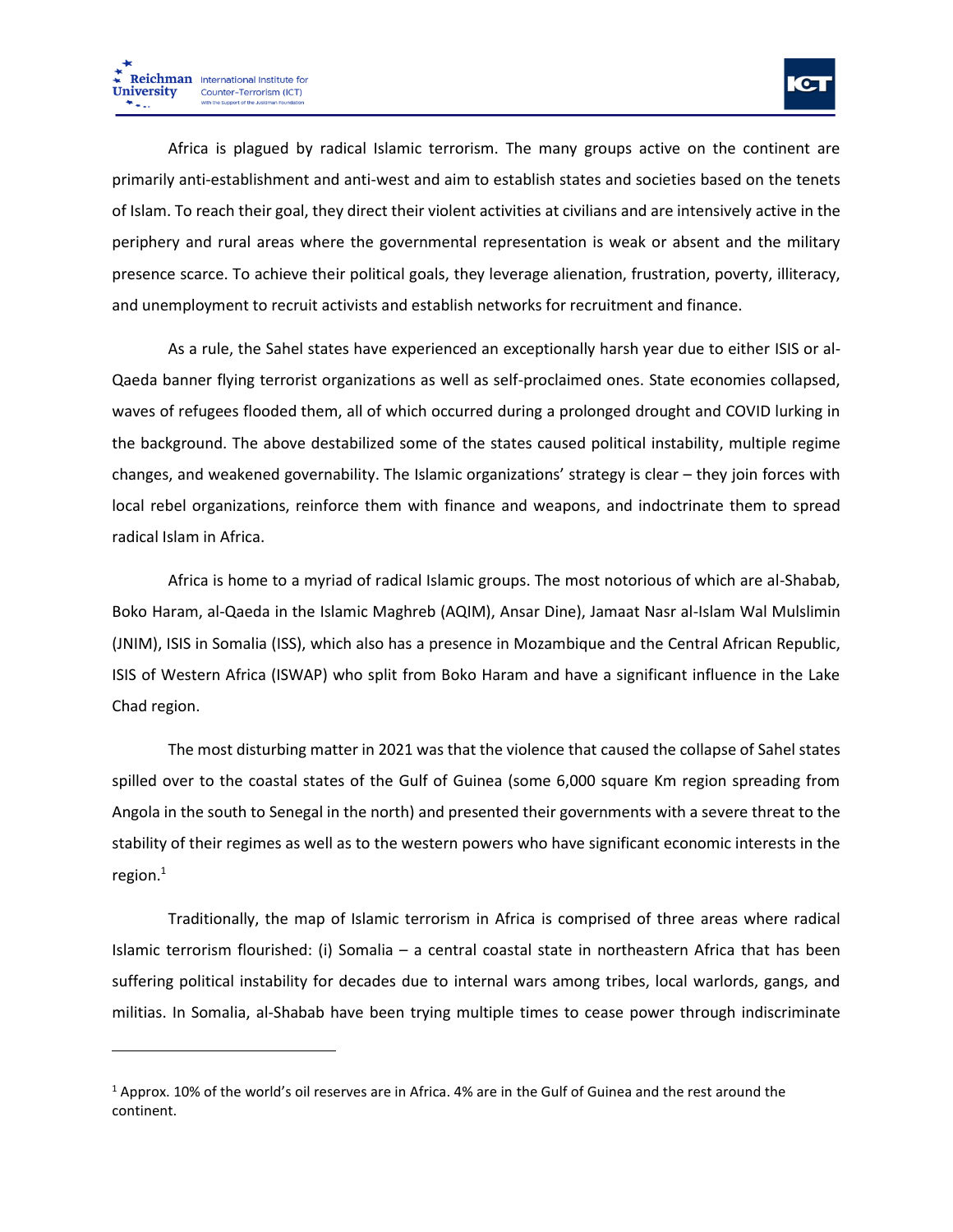Africa is plagued by radical Islamic terrorism. The many groups active on the continent are primarily anti-establishment and anti-west and aim to establish states and societies based on the tenets of Islam. To reach their goal, they direct their violent activities at civilians and are intensively active in the periphery and rural areas where the governmental representation is weak or absent and the military presence scarce. To achieve their political goals, they leverage alienation, frustration, poverty, illiteracy, and unemployment to recruit activists and establish networks for recruitment and finance.

As a rule, the Sahel states have experienced an exceptionally harsh year due to either ISIS or al-Qaeda banner flying terrorist organizations as well as self-proclaimed ones. State economies collapsed, waves of refugees flooded them, all of which occurred during a prolonged drought and COVID lurking in the background. The above destabilized some of the states caused political instability, multiple regime changes, and weakened governability. The Islamic organizations' strategy is clear – they join forces with local rebel organizations, reinforce them with finance and weapons, and indoctrinate them to spread radical Islam in Africa.

Africa is home to a myriad of radical Islamic groups. The most notorious of which are al-Shabab, Boko Haram, al-Qaeda in the Islamic Maghreb (AQIM), Ansar Dine), Jamaat Nasr al-Islam Wal Mulslimin (JNIM), ISIS in Somalia (ISS), which also has a presence in Mozambique and the Central African Republic, ISIS of Western Africa (ISWAP) who split from Boko Haram and have a significant influence in the Lake Chad region.

The most disturbing matter in 2021 was that the violence that caused the collapse of Sahel states spilled over to the coastal states of the Gulf of Guinea (some 6,000 square Km region spreading from Angola in the south to Senegal in the north) and presented their governments with a severe threat to the stability of their regimes as well as to the western powers who have significant economic interests in the region.[1]

Traditionally, the map of Islamic terrorism in Africa is comprised of three areas where radical Islamic terrorism flourished: (i) Somalia – a central coastal state in northeastern Africa that has been suffering political instability for decades due to internal wars among tribes, local warlords, gangs, and militias. In Somalia, al-Shabab have been trying multiple times to cease power through indiscriminate

---

[1] Approx. 10% of the world's oil reserves are in Africa. 4% are in the Gulf of Guinea and the rest around the continent.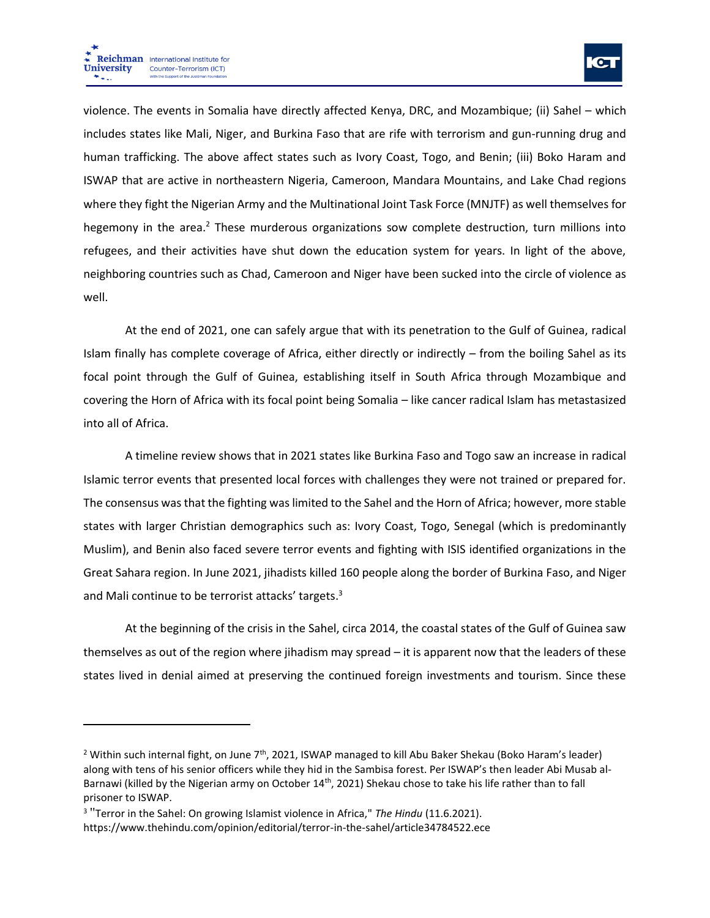violence. The events in Somalia have directly affected Kenya, DRC, and Mozambique; (ii) Sahel – which includes states like Mali, Niger, and Burkina Faso that are rife with terrorism and gun-running drug and human trafficking. The above affect states such as Ivory Coast, Togo, and Benin; (iii) Boko Haram and ISWAP that are active in northeastern Nigeria, Cameroon, Mandara Mountains, and Lake Chad regions where they fight the Nigerian Army and the Multinational Joint Task Force (MNJTF) as well themselves for hegemony in the area.[2] These murderous organizations sow complete destruction, turn millions into refugees, and their activities have shut down the education system for years. In light of the above, neighboring countries such as Chad, Cameroon and Niger have been sucked into the circle of violence as well.

At the end of 2021, one can safely argue that with its penetration to the Gulf of Guinea, radical Islam finally has complete coverage of Africa, either directly or indirectly – from the boiling Sahel as its focal point through the Gulf of Guinea, establishing itself in South Africa through Mozambique and covering the Horn of Africa with its focal point being Somalia – like cancer radical Islam has metastasized into all of Africa.

A timeline review shows that in 2021 states like Burkina Faso and Togo saw an increase in radical Islamic terror events that presented local forces with challenges they were not trained or prepared for. The consensus was that the fighting was limited to the Sahel and the Horn of Africa; however, more stable states with larger Christian demographics such as: Ivory Coast, Togo, Senegal (which is predominantly Muslim), and Benin also faced severe terror events and fighting with ISIS identified organizations in the Great Sahara region. In June 2021, jihadists killed 160 people along the border of Burkina Faso, and Niger and Mali continue to be terrorist attacks' targets.[3]

At the beginning of the crisis in the Sahel, circa 2014, the coastal states of the Gulf of Guinea saw themselves as out of the region where jihadism may spread – it is apparent now that the leaders of these states lived in denial aimed at preserving the continued foreign investments and tourism. Since these

---

[2] Within such internal fight, on June 7th, 2021, ISWAP managed to kill Abu Baker Shekau (Boko Haram's leader) along with tens of his senior officers while they hid in the Sambisa forest. Per ISWAP's then leader Abi Musab al-Barnawi (killed by the Nigerian army on October 14th, 2021) Shekau chose to take his life rather than to fall prisoner to ISWAP.

[3] "Terror in the Sahel: On growing Islamist violence in Africa," *The Hindu* (11.6.2021). https://www.thehindu.com/opinion/editorial/terror-in-the-sahel/article34784522.ece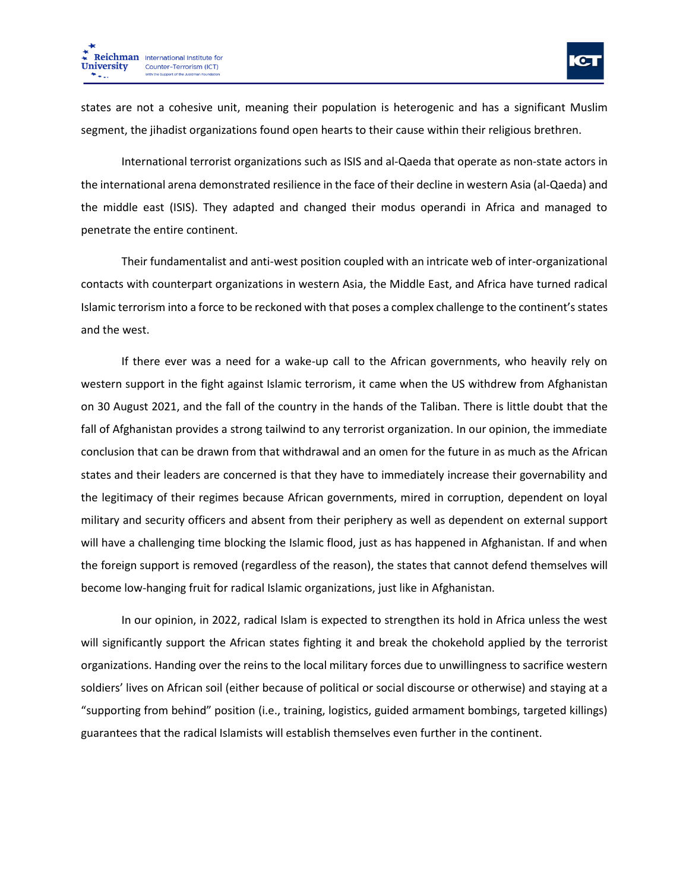states are not a cohesive unit, meaning their population is heterogenic and has a significant Muslim segment, the jihadist organizations found open hearts to their cause within their religious brethren.

International terrorist organizations such as ISIS and al-Qaeda that operate as non-state actors in the international arena demonstrated resilience in the face of their decline in western Asia (al-Qaeda) and the middle east (ISIS). They adapted and changed their modus operandi in Africa and managed to penetrate the entire continent.

Their fundamentalist and anti-west position coupled with an intricate web of inter-organizational contacts with counterpart organizations in western Asia, the Middle East, and Africa have turned radical Islamic terrorism into a force to be reckoned with that poses a complex challenge to the continent's states and the west.

If there ever was a need for a wake-up call to the African governments, who heavily rely on western support in the fight against Islamic terrorism, it came when the US withdrew from Afghanistan on 30 August 2021, and the fall of the country in the hands of the Taliban. There is little doubt that the fall of Afghanistan provides a strong tailwind to any terrorist organization. In our opinion, the immediate conclusion that can be drawn from that withdrawal and an omen for the future in as much as the African states and their leaders are concerned is that they have to immediately increase their governability and the legitimacy of their regimes because African governments, mired in corruption, dependent on loyal military and security officers and absent from their periphery as well as dependent on external support will have a challenging time blocking the Islamic flood, just as has happened in Afghanistan. If and when the foreign support is removed (regardless of the reason), the states that cannot defend themselves will become low-hanging fruit for radical Islamic organizations, just like in Afghanistan.

In our opinion, in 2022, radical Islam is expected to strengthen its hold in Africa unless the west will significantly support the African states fighting it and break the chokehold applied by the terrorist organizations. Handing over the reins to the local military forces due to unwillingness to sacrifice western soldiers' lives on African soil (either because of political or social discourse or otherwise) and staying at a "supporting from behind" position (i.e., training, logistics, guided armament bombings, targeted killings) guarantees that the radical Islamists will establish themselves even further in the continent.